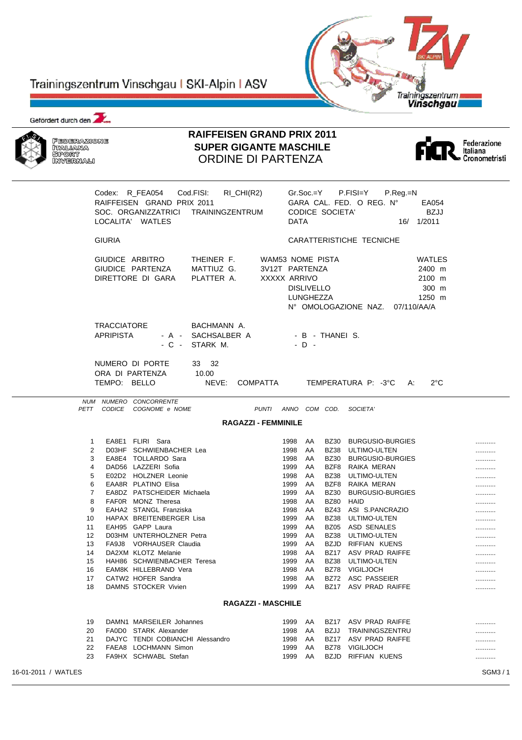Trainingszentrum Vinschgau | SKI-Alpin | ASV

Gefördert durch den

FEDERAZIONE ITALIANA SPORT INVERNALI

# RAIFFEISEN GRAND PRIX 2011
## SUPER GIGANTE MASCHILE
## ORDINE DI PARTENZA

Federazione Italiana Cronometristi

Codex: R_FEA054 Cod.FISI: RI_CHI(R2) Gr.Soc.=Y P.FISI=Y P.Reg.=N
RAIFFEISEN GRAND PRIX 2011 GARA CAL. FED. O REG. N° EA054
SOC. ORGANIZZATRICI TRAININGZENTRUM CODICE SOCIETA' BZJJ
LOCALITA' WATLES DATA 16/ 1/2011

GIURIA CARATTERISTICHE TECNICHE

GIUDICE ARBITRO THEINER F. WAM53 NOME PISTA WATLES
GIUDICE PARTENZA MATTIUZ G. 3V12T PARTENZA 2400 m
DIRETTORE DI GARA PLATTER A. XXXXX ARRIVO 2100 m
DISLIVELLO 300 m
LUNGHEZZA 1250 m
N° OMOLOGAZIONE NAZ. 07/110/AA/A

TRACCIATORE BACHMANN A.
APRIPISTA - A - SACHSALBER A - B - THANEI S.
- C - STARK M. - D -

NUMERO DI PORTE 33 32
ORA DI PARTENZA 10.00
TEMPO: BELLO NEVE: COMPATTA TEMPERATURA P: -3°C A: 2°C

| NUM PETT | NUMERO CODICE | CONCORRENTE COGNOME e NOME | PUNTI | ANNO | COM | COD. | SOCIETA' | |
|---|---|---|---|---|---|---|---|---|
| | | **RAGAZZI - FEMMINILE** | | | | | | |
| 1 | EA8E1 | FLIRI Sara | | 1998 | AA | BZ30 | BURGUSIO-BURGIES | ........... |
| 2 | D03HF | SCHWIENBACHER Lea | | 1998 | AA | BZ38 | ULTIMO-ULTEN | ........... |
| 3 | EA8E4 | TOLLARDO Sara | | 1998 | AA | BZ30 | BURGUSIO-BURGIES | ........... |
| 4 | DAD56 | LAZZERI Sofia | | 1999 | AA | BZF8 | RAIKA MERAN | ........... |
| 5 | E02D2 | HOLZNER Leonie | | 1998 | AA | BZ38 | ULTIMO-ULTEN | ........... |
| 6 | EAA8R | PLATINO Elisa | | 1999 | AA | BZF8 | RAIKA MERAN | ........... |
| 7 | EA8DZ | PATSCHEIDER Michaela | | 1999 | AA | BZ30 | BURGUSIO-BURGIES | ........... |
| 8 | FAF0R | MONZ Theresa | | 1998 | AA | BZ80 | HAID | ........... |
| 9 | EAHA2 | STANGL Franziska | | 1998 | AA | BZ43 | ASI S.PANCRAZIO | ........... |
| 10 | HAPAX | BREITENBERGER Lisa | | 1999 | AA | BZ38 | ULTIMO-ULTEN | ........... |
| 11 | EAH95 | GAPP Laura | | 1999 | AA | BZ05 | ASD SENALES | ........... |
| 12 | D03HM | UNTERHOLZNER Petra | | 1999 | AA | BZ38 | ULTIMO-ULTEN | ........... |
| 13 | FA9J8 | VORHAUSER Claudia | | 1999 | AA | BZJD | RIFFIAN KUENS | ........... |
| 14 | DA2XM | KLOTZ Melanie | | 1998 | AA | BZ17 | ASV PRAD RAIFFE | ........... |
| 15 | HAH86 | SCHWIENBACHER Teresa | | 1999 | AA | BZ38 | ULTIMO-ULTEN | ........... |
| 16 | EAM8K | HILLEBRAND Vera | | 1998 | AA | BZ78 | VIGILJOCH | ........... |
| 17 | CATW2 | HOFER Sandra | | 1998 | AA | BZ72 | ASC PASSEIER | ........... |
| 18 | DAMN5 | STOCKER Vivien | | 1999 | AA | BZ17 | ASV PRAD RAIFFE | ........... |
| | | **RAGAZZI - MASCHILE** | | | | | | |
| 19 | DAMN1 | MARSEILER Johannes | | 1999 | AA | BZ17 | ASV PRAD RAIFFE | ........... |
| 20 | FA0D0 | STARK Alexander | | 1998 | AA | BZJJ | TRAININGSZENTRU | ........... |
| 21 | DAJYC | TENDI COBIANCHI Alessandro | | 1998 | AA | BZ17 | ASV PRAD RAIFFE | ........... |
| 22 | FAEA8 | LOCHMANN Simon | | 1999 | AA | BZ78 | VIGILJOCH | ........... |
| 23 | FA9HX | SCHWABL Stefan | | 1999 | AA | BZJD | RIFFIAN KUENS | ........... |

16-01-2011 / WATLES SGM3 / 1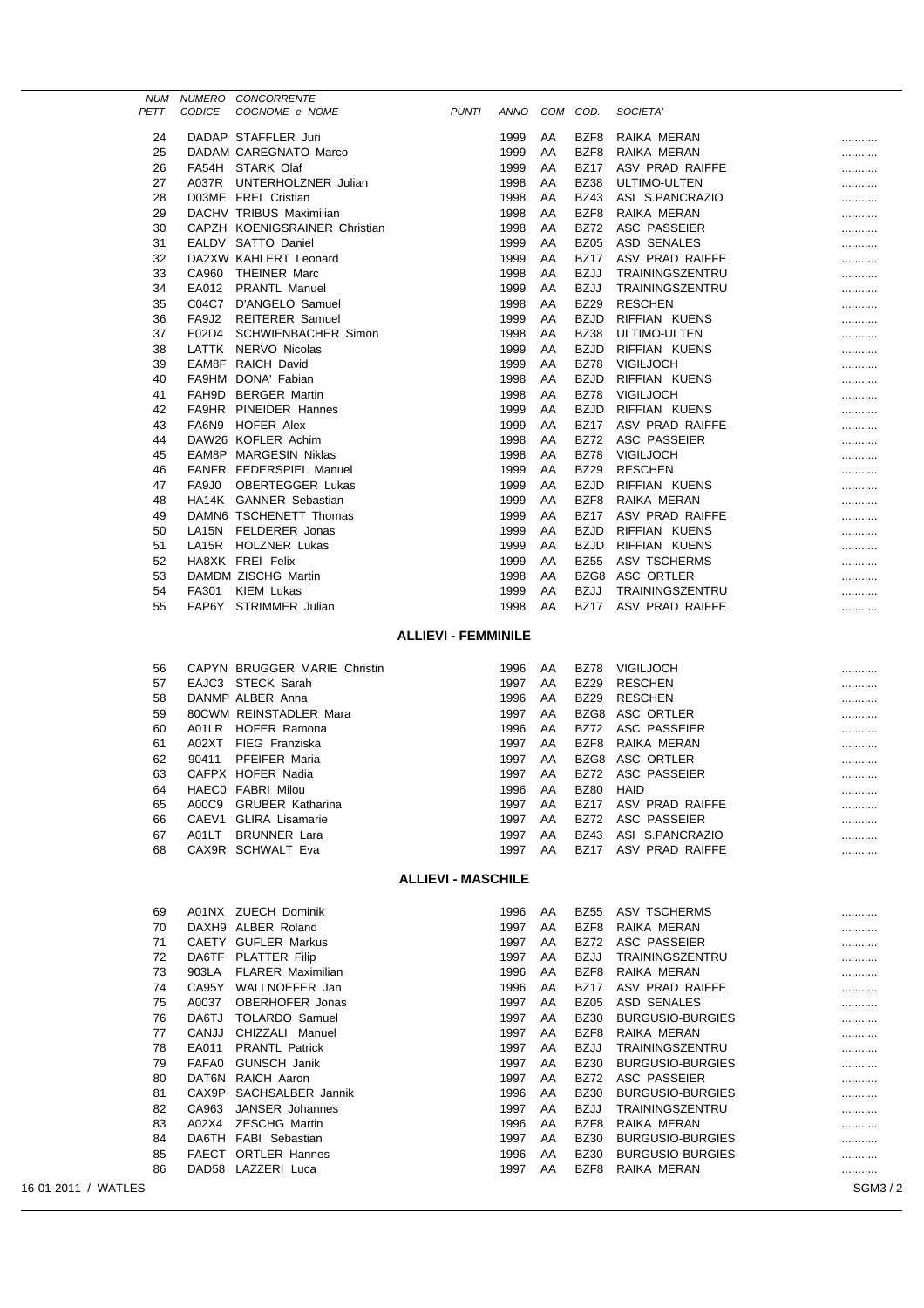| NUM PETT | NUMERO CODICE | CONCORRENTE COGNOME e NOME | PUNTI | ANNO | COM | COD. | SOCIETA' | |
|---|---|---|---|---|---|---|---|---|
| 24 | DADAP | STAFFLER Juri | | 1999 | AA | BZF8 | RAIKA MERAN | .......... |
| 25 | DADAM | CAREGNATO Marco | | 1999 | AA | BZF8 | RAIKA MERAN | .......... |
| 26 | FA54H | STARK Olaf | | 1999 | AA | BZ17 | ASV PRAD RAIFFE | .......... |
| 27 | A037R | UNTERHOLZNER Julian | | 1998 | AA | BZ38 | ULTIMO-ULTEN | .......... |
| 28 | D03ME | FREI Cristian | | 1998 | AA | BZ43 | ASI S.PANCRAZIO | .......... |
| 29 | DACHV | TRIBUS Maximilian | | 1998 | AA | BZF8 | RAIKA MERAN | .......... |
| 30 | CAPZH | KOENIGSRAINER Christian | | 1998 | AA | BZ72 | ASC PASSEIER | .......... |
| 31 | EALDV | SATTO Daniel | | 1999 | AA | BZ05 | ASD SENALES | .......... |
| 32 | DA2XW | KAHLERT Leonard | | 1999 | AA | BZ17 | ASV PRAD RAIFFE | .......... |
| 33 | CA960 | THEINER Marc | | 1998 | AA | BZJJ | TRAININGSZENTRU | .......... |
| 34 | EA012 | PRANTL Manuel | | 1999 | AA | BZJJ | TRAININGSZENTRU | .......... |
| 35 | C04C7 | D'ANGELO Samuel | | 1998 | AA | BZ29 | RESCHEN | .......... |
| 36 | FA9J2 | REITERER Samuel | | 1999 | AA | BZJD | RIFFIAN KUENS | .......... |
| 37 | E02D4 | SCHWIENBACHER Simon | | 1998 | AA | BZ38 | ULTIMO-ULTEN | .......... |
| 38 | LATTK | NERVO Nicolas | | 1999 | AA | BZJD | RIFFIAN KUENS | .......... |
| 39 | EAM8F | RAICH David | | 1999 | AA | BZ78 | VIGILJOCH | .......... |
| 40 | FA9HM | DONA' Fabian | | 1998 | AA | BZJD | RIFFIAN KUENS | .......... |
| 41 | FAH9D | BERGER Martin | | 1998 | AA | BZ78 | VIGILJOCH | .......... |
| 42 | FA9HR | PINEIDER Hannes | | 1999 | AA | BZJD | RIFFIAN KUENS | .......... |
| 43 | FA6N9 | HOFER Alex | | 1999 | AA | BZ17 | ASV PRAD RAIFFE | .......... |
| 44 | DAW26 | KOFLER Achim | | 1998 | AA | BZ72 | ASC PASSEIER | .......... |
| 45 | EAM8P | MARGESIN Niklas | | 1998 | AA | BZ78 | VIGILJOCH | .......... |
| 46 | FANFR | FEDERSPIEL Manuel | | 1999 | AA | BZ29 | RESCHEN | .......... |
| 47 | FA9J0 | OBERTEGGER Lukas | | 1999 | AA | BZJD | RIFFIAN KUENS | .......... |
| 48 | HA14K | GANNER Sebastian | | 1999 | AA | BZF8 | RAIKA MERAN | .......... |
| 49 | DAMN6 | TSCHENETT Thomas | | 1999 | AA | BZ17 | ASV PRAD RAIFFE | .......... |
| 50 | LA15N | FELDERER Jonas | | 1999 | AA | BZJD | RIFFIAN KUENS | .......... |
| 51 | LA15R | HOLZNER Lukas | | 1999 | AA | BZJD | RIFFIAN KUENS | .......... |
| 52 | HA8XK | FREI Felix | | 1999 | AA | BZ55 | ASV TSCHERMS | .......... |
| 53 | DAMDM | ZISCHG Martin | | 1998 | AA | BZG8 | ASC ORTLER | .......... |
| 54 | FA301 | KIEM Lukas | | 1999 | AA | BZJJ | TRAININGSZENTRU | .......... |
| 55 | FAP6Y | STRIMMER Julian | | 1998 | AA | BZ17 | ASV PRAD RAIFFE | .......... |

## ALLIEVI - FEMMINILE

| NUM PETT | NUMERO CODICE | CONCORRENTE COGNOME e NOME | PUNTI | ANNO | COM | COD. | SOCIETA' | |
|---|---|---|---|---|---|---|---|---|
| 56 | CAPYN | BRUGGER MARIE Christin | | 1996 | AA | BZ78 | VIGILJOCH | .......... |
| 57 | EAJC3 | STECK Sarah | | 1997 | AA | BZ29 | RESCHEN | .......... |
| 58 | DANMP | ALBER Anna | | 1996 | AA | BZ29 | RESCHEN | .......... |
| 59 | 80CWM | REINSTADLER Mara | | 1997 | AA | BZG8 | ASC ORTLER | .......... |
| 60 | A01LR | HOFER Ramona | | 1996 | AA | BZ72 | ASC PASSEIER | .......... |
| 61 | A02XT | FIEG Franziska | | 1997 | AA | BZF8 | RAIKA MERAN | .......... |
| 62 | 90411 | PFEIFER Maria | | 1997 | AA | BZG8 | ASC ORTLER | .......... |
| 63 | CAFPX | HOFER Nadia | | 1997 | AA | BZ72 | ASC PASSEIER | .......... |
| 64 | HAEC0 | FABRI Milou | | 1996 | AA | BZ80 | HAID | .......... |
| 65 | A00C9 | GRUBER Katharina | | 1997 | AA | BZ17 | ASV PRAD RAIFFE | .......... |
| 66 | CAEV1 | GLIRA Lisamarie | | 1997 | AA | BZ72 | ASC PASSEIER | .......... |
| 67 | A01LT | BRUNNER Lara | | 1997 | AA | BZ43 | ASI S.PANCRAZIO | .......... |
| 68 | CAX9R | SCHWALT Eva | | 1997 | AA | BZ17 | ASV PRAD RAIFFE | .......... |

## ALLIEVI - MASCHILE

| NUM PETT | NUMERO CODICE | CONCORRENTE COGNOME e NOME | PUNTI | ANNO | COM | COD. | SOCIETA' | |
|---|---|---|---|---|---|---|---|---|
| 69 | A01NX | ZUECH Dominik | | 1996 | AA | BZ55 | ASV TSCHERMS | .......... |
| 70 | DAXH9 | ALBER Roland | | 1997 | AA | BZF8 | RAIKA MERAN | .......... |
| 71 | CAETY | GUFLER Markus | | 1997 | AA | BZ72 | ASC PASSEIER | .......... |
| 72 | DA6TF | PLATTER Filip | | 1997 | AA | BZJJ | TRAININGSZENTRU | .......... |
| 73 | 903LA | FLARER Maximilian | | 1996 | AA | BZF8 | RAIKA MERAN | .......... |
| 74 | CA95Y | WALLNOEFER Jan | | 1996 | AA | BZ17 | ASV PRAD RAIFFE | .......... |
| 75 | A0037 | OBERHOFER Jonas | | 1997 | AA | BZ05 | ASD SENALES | .......... |
| 76 | DA6TJ | TOLARDO Samuel | | 1997 | AA | BZ30 | BURGUSIO-BURGIES | .......... |
| 77 | CANJJ | CHIZZALI Manuel | | 1997 | AA | BZF8 | RAIKA MERAN | .......... |
| 78 | EA011 | PRANTL Patrick | | 1997 | AA | BZJJ | TRAININGSZENTRU | .......... |
| 79 | FAFA0 | GUNSCH Janik | | 1997 | AA | BZ30 | BURGUSIO-BURGIES | .......... |
| 80 | DAT6N | RAICH Aaron | | 1997 | AA | BZ72 | ASC PASSEIER | .......... |
| 81 | CAX9P | SACHSALBER Jannik | | 1996 | AA | BZ30 | BURGUSIO-BURGIES | .......... |
| 82 | CA963 | JANSER Johannes | | 1997 | AA | BZJJ | TRAININGSZENTRU | .......... |
| 83 | A02X4 | ZESCHG Martin | | 1996 | AA | BZF8 | RAIKA MERAN | .......... |
| 84 | DA6TH | FABI Sebastian | | 1997 | AA | BZ30 | BURGUSIO-BURGIES | .......... |
| 85 | FAECT | ORTLER Hannes | | 1996 | AA | BZ30 | BURGUSIO-BURGIES | .......... |
| 86 | DAD58 | LAZZERI Luca | | 1997 | AA | BZF8 | RAIKA MERAN | .......... |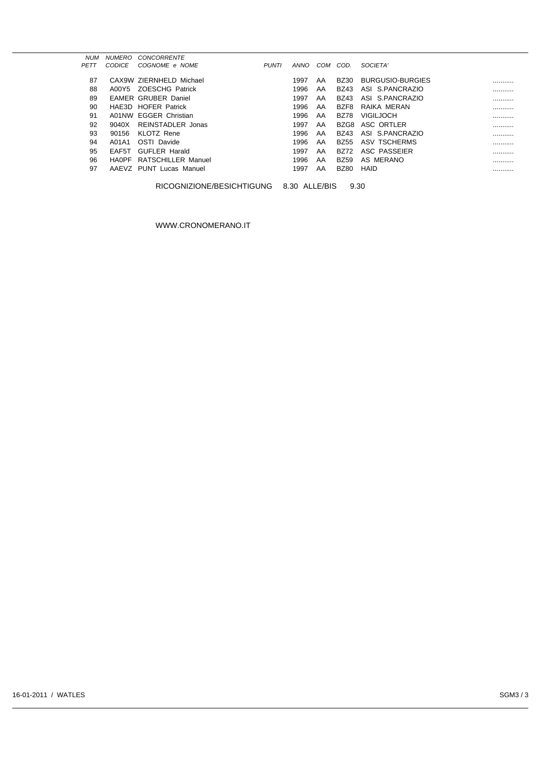| NUM PETT | NUMERO CODICE | CONCORRENTE COGNOME e NOME | PUNTI | ANNO | COM | COD. | SOCIETA' | |
|---|---|---|---|---|---|---|---|---|
| 87 | CAX9W | ZIERNHELD Michael | | 1997 | AA | BZ30 | BURGUSIO-BURGIES | .......... |
| 88 | A00Y5 | ZOESCHG Patrick | | 1996 | AA | BZ43 | ASI S.PANCRAZIO | .......... |
| 89 | EAMER | GRUBER Daniel | | 1997 | AA | BZ43 | ASI S.PANCRAZIO | .......... |
| 90 | HAE3D | HOFER Patrick | | 1996 | AA | BZF8 | RAIKA MERAN | .......... |
| 91 | A01NW | EGGER Christian | | 1996 | AA | BZ78 | VIGILJOCH | .......... |
| 92 | 9040X | REINSTADLER Jonas | | 1997 | AA | BZG8 | ASC ORTLER | .......... |
| 93 | 90156 | KLOTZ Rene | | 1996 | AA | BZ43 | ASI S.PANCRAZIO | .......... |
| 94 | A01A1 | OSTI Davide | | 1996 | AA | BZ55 | ASV TSCHERMS | .......... |
| 95 | EAF5T | GUFLER Harald | | 1997 | AA | BZ72 | ASC PASSEIER | .......... |
| 96 | HA0PF | RATSCHILLER Manuel | | 1996 | AA | BZ59 | AS MERANO | .......... |
| 97 | AAEVZ | PUNT Lucas Manuel | | 1997 | AA | BZ80 | HAID | .......... |

RICOGNIZIONE/BESICHTIGUNG 8.30 ALLE/BIS 9.30

WWW.CRONOMERANO.IT

16-01-2011 / WATLES